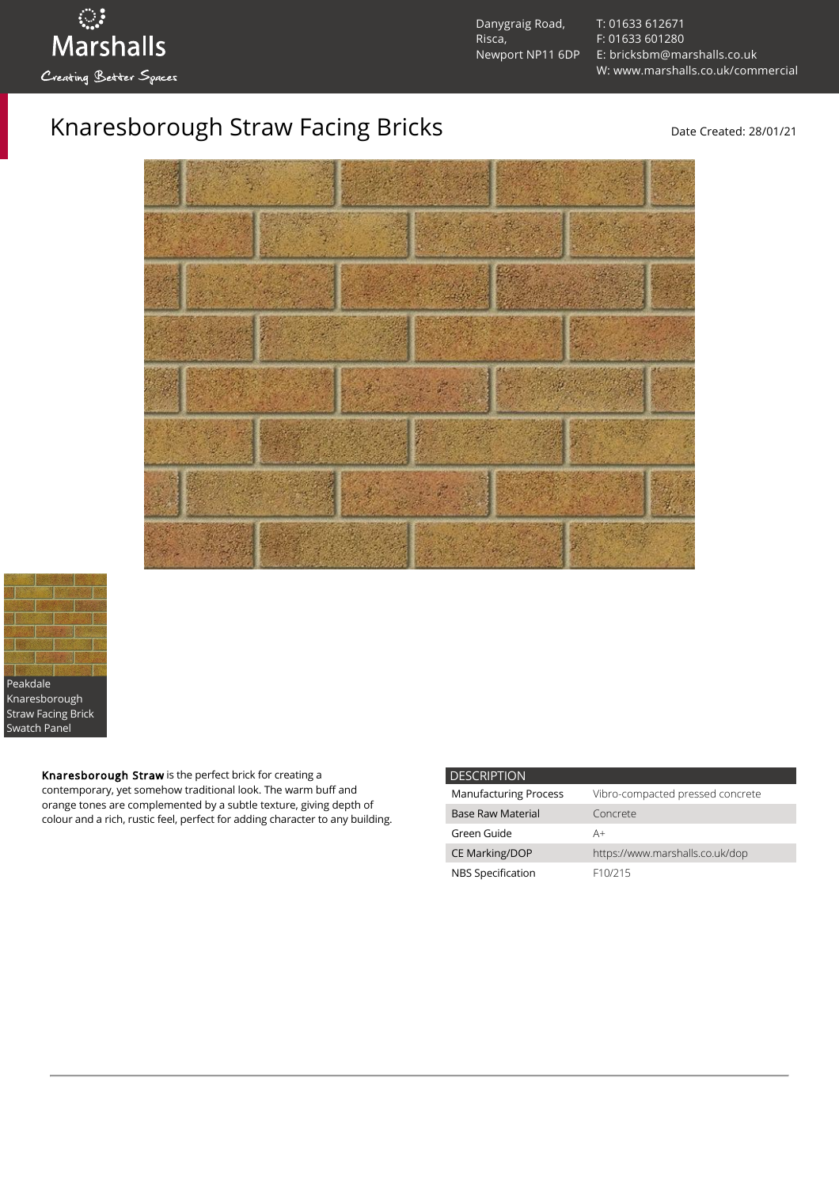Marshalls
Creating Better Spaces

Danygraig Road,
Risca,
Newport NP11 6DP

T: 01633 612671
F: 01633 601280
E: bricksbm@marshalls.co.uk
W: www.marshalls.co.uk/commercial

# Knaresborough Straw Facing Bricks

Date Created: 28/01/21

Peakdale Knaresborough Straw Facing Brick Swatch Panel

**Knaresborough Straw** is the perfect brick for creating a contemporary, yet somehow traditional look. The warm buff and orange tones are complemented by a subtle texture, giving depth of colour and a rich, rustic feel, perfect for adding character to any building.

| DESCRIPTION | |
|---|---|
| Manufacturing Process | Vibro-compacted pressed concrete |
| Base Raw Material | Concrete |
| Green Guide | A+ |
| CE Marking/DOP | https://www.marshalls.co.uk/dop |
| NBS Specification | F10/215 |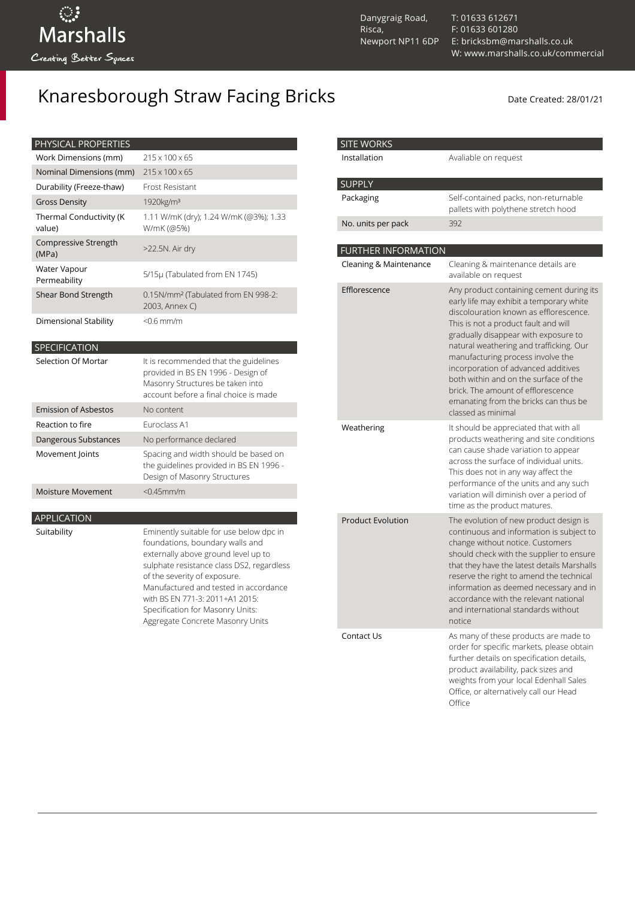Marshalls
Creating Better Spaces

Danygraig Road,
Risca,
Newport NP11 6DP

T: 01633 612671
F: 01633 601280
E: bricksbm@marshalls.co.uk
W: www.marshalls.co.uk/commercial

# Knaresborough Straw Facing Bricks

Date Created: 28/01/21

| PHYSICAL PROPERTIES | |
|---|---|
| Work Dimensions (mm) | 215 x 100 x 65 |
| Nominal Dimensions (mm) | 215 x 100 x 65 |
| Durability (Freeze-thaw) | Frost Resistant |
| Gross Density | 1920kg/m³ |
| Thermal Conductivity (K value) | 1.11 W/mK (dry); 1.24 W/mK (@3%); 1.33 W/mK (@5%) |
| Compressive Strength (MPa) | >22.5N. Air dry |
| Water Vapour Permeability | 5/15μ (Tabulated from EN 1745) |
| Shear Bond Strength | 0.15N/mm² (Tabulated from EN 998-2: 2003, Annex C) |
| Dimensional Stability | <0.6 mm/m |

| SPECIFICATION | |
|---|---|
| Selection Of Mortar | It is recommended that the guidelines provided in BS EN 1996 - Design of Masonry Structures be taken into account before a final choice is made |
| Emission of Asbestos | No content |
| Reaction to fire | Euroclass A1 |
| Dangerous Substances | No performance declared |
| Movement Joints | Spacing and width should be based on the guidelines provided in BS EN 1996 - Design of Masonry Structures |
| Moisture Movement | <0.45mm/m |

| APPLICATION | |
|---|---|
| Suitability | Eminently suitable for use below dpc in foundations, boundary walls and externally above ground level up to sulphate resistance class DS2, regardless of the severity of exposure. Manufactured and tested in accordance with BS EN 771-3: 2011+A1 2015: Specification for Masonry Units: Aggregate Concrete Masonry Units |

| SITE WORKS | |
|---|---|
| Installation | Avaliable on request |

| SUPPLY | |
|---|---|
| Packaging | Self-contained packs, non-returnable pallets with polythene stretch hood |
| No. units per pack | 392 |

| FURTHER INFORMATION | |
|---|---|
| Cleaning & Maintenance | Cleaning & maintenance details are available on request |
| Efflorescence | Any product containing cement during its early life may exhibit a temporary white discolouration known as efflorescence. This is not a product fault and will gradually disappear with exposure to natural weathering and trafficking. Our manufacturing process involve the incorporation of advanced additives both within and on the surface of the brick. The amount of efflorescence emanating from the bricks can thus be classed as minimal |
| Weathering | It should be appreciated that with all products weathering and site conditions can cause shade variation to appear across the surface of individual units. This does not in any way affect the performance of the units and any such variation will diminish over a period of time as the product matures. |
| Product Evolution | The evolution of new product design is continuous and information is subject to change without notice. Customers should check with the supplier to ensure that they have the latest details Marshalls reserve the right to amend the technical information as deemed necessary and in accordance with the relevant national and international standards without notice |
| Contact Us | As many of these products are made to order for specific markets, please obtain further details on specification details, product availability, pack sizes and weights from your local Edenhall Sales Office, or alternatively call our Head Office |